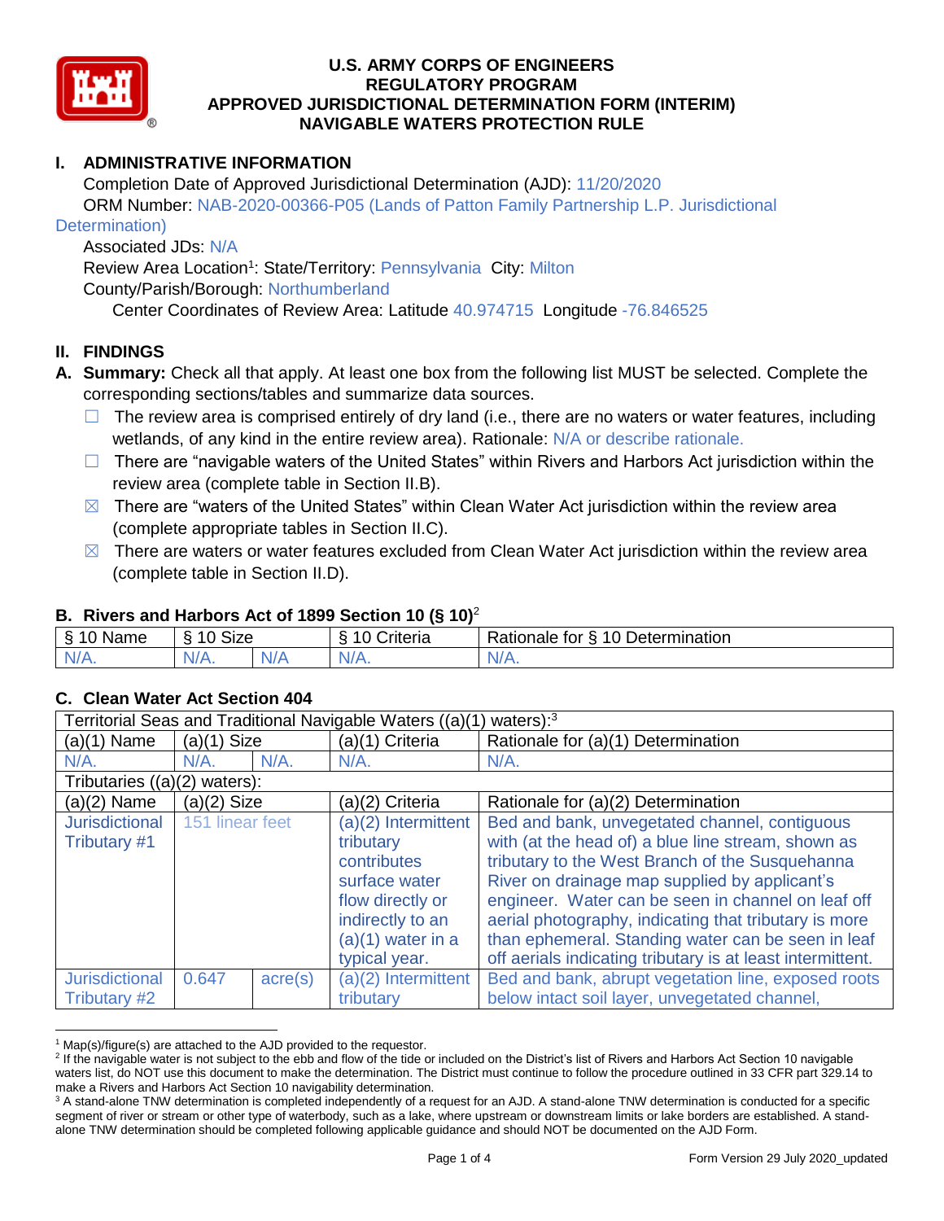# U.S. ARMY CORPS OF ENGINEERS
# REGULATORY PROGRAM
# APPROVED JURISDICTIONAL DETERMINATION FORM (INTERIM)
# NAVIGABLE WATERS PROTECTION RULE

## I. ADMINISTRATIVE INFORMATION

Completion Date of Approved Jurisdictional Determination (AJD): 11/20/2020

ORM Number: NAB-2020-00366-P05 (Lands of Patton Family Partnership L.P. Jurisdictional Determination)

Associated JDs: N/A

Review Area Location[1]: State/Territory: Pennsylvania City: Milton

County/Parish/Borough: Northumberland

Center Coordinates of Review Area: Latitude 40.974715 Longitude -76.846525

## II. FINDINGS

**A. Summary:** Check all that apply. At least one box from the following list MUST be selected. Complete the corresponding sections/tables and summarize data sources.

- ☐ The review area is comprised entirely of dry land (i.e., there are no waters or water features, including wetlands, of any kind in the entire review area). Rationale: N/A or describe rationale.
- ☐ There are "navigable waters of the United States" within Rivers and Harbors Act jurisdiction within the review area (complete table in Section II.B).
- ☒ There are "waters of the United States" within Clean Water Act jurisdiction within the review area (complete appropriate tables in Section II.C).
- ☒ There are waters or water features excluded from Clean Water Act jurisdiction within the review area (complete table in Section II.D).

### B. Rivers and Harbors Act of 1899 Section 10 (§ 10)[2]

| § 10 Name | § 10 Size | | § 10 Criteria | Rationale for § 10 Determination |
|---|---|---|---|---|
| N/A. | N/A. | N/A | N/A. | N/A. |

### C. Clean Water Act Section 404

| Territorial Seas and Traditional Navigable Waters ((a)(1) waters):[3] | | | | |
|---|---|---|---|---|
| (a)(1) Name | (a)(1) Size | | (a)(1) Criteria | Rationale for (a)(1) Determination |
| N/A. | N/A. | N/A. | N/A. | N/A. |
| Tributaries ((a)(2) waters): | | | | |
| (a)(2) Name | (a)(2) Size | | (a)(2) Criteria | Rationale for (a)(2) Determination |
| Jurisdictional Tributary #1 | 151 linear feet | | (a)(2) Intermittent tributary contributes surface water flow directly or indirectly to an (a)(1) water in a typical year. | Bed and bank, unvegetated channel, contiguous with (at the head of) a blue line stream, shown as tributary to the West Branch of the Susquehanna River on drainage map supplied by applicant's engineer. Water can be seen in channel on leaf off aerial photography, indicating that tributary is more than ephemeral. Standing water can be seen in leaf off aerials indicating tributary is at least intermittent. |
| Jurisdictional Tributary #2 | 0.647 | acre(s) | (a)(2) Intermittent tributary | Bed and bank, abrupt vegetation line, exposed roots below intact soil layer, unvegetated channel, |

[1] Map(s)/figure(s) are attached to the AJD provided to the requestor.

[2] If the navigable water is not subject to the ebb and flow of the tide or included on the District's list of Rivers and Harbors Act Section 10 navigable waters list, do NOT use this document to make the determination. The District must continue to follow the procedure outlined in 33 CFR part 329.14 to make a Rivers and Harbors Act Section 10 navigability determination.

[3] A stand-alone TNW determination is completed independently of a request for an AJD. A stand-alone TNW determination is conducted for a specific segment of river or stream or other type of waterbody, such as a lake, where upstream or downstream limits or lake borders are established. A stand-alone TNW determination should be completed following applicable guidance and should NOT be documented on the AJD Form.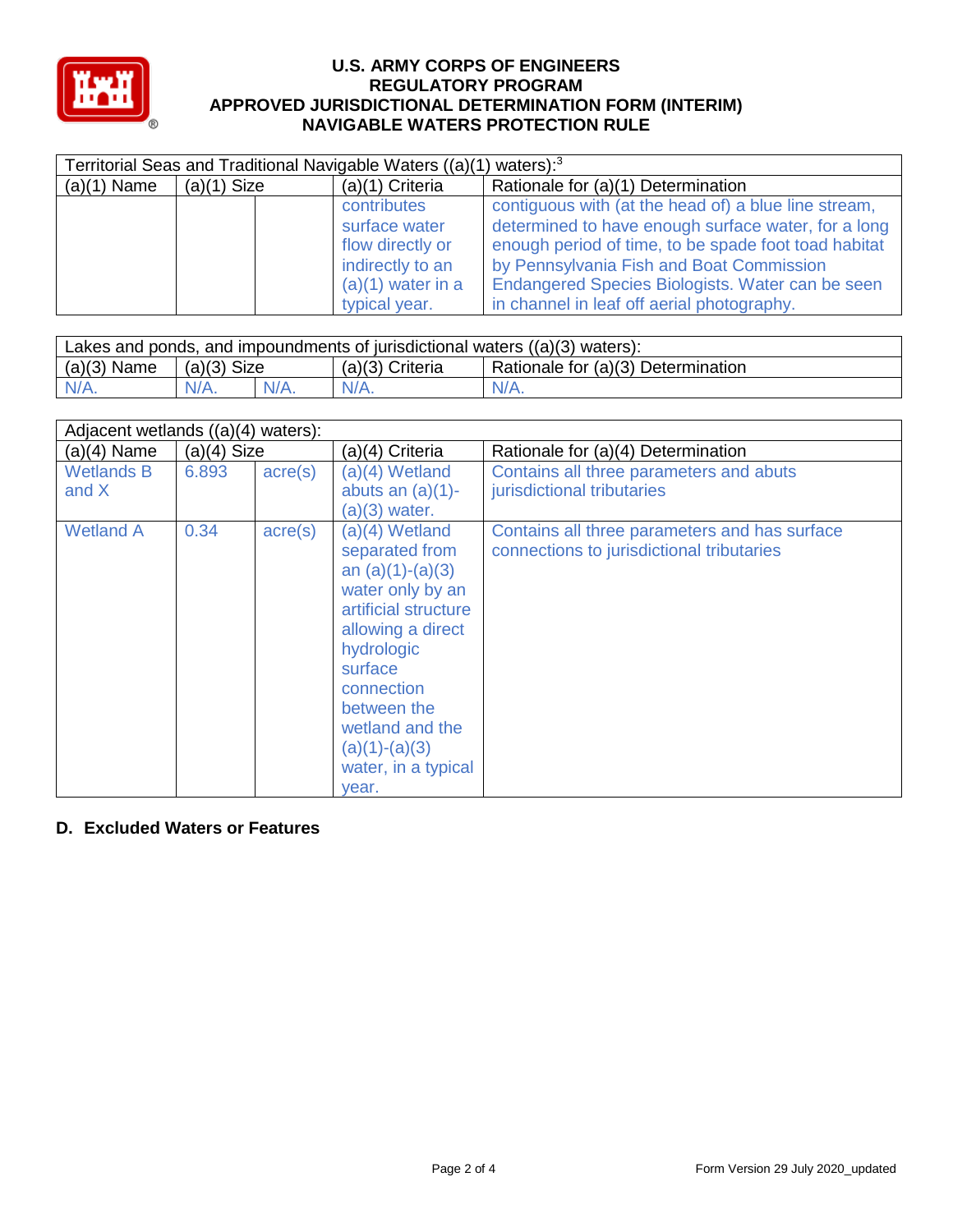# U.S. ARMY CORPS OF ENGINEERS
## REGULATORY PROGRAM
## APPROVED JURISDICTIONAL DETERMINATION FORM (INTERIM)
## NAVIGABLE WATERS PROTECTION RULE

| Territorial Seas and Traditional Navigable Waters ((a)(1) waters):[3] | | | | |
|---|---|---|---|---|
| (a)(1) Name | (a)(1) Size | | (a)(1) Criteria | Rationale for (a)(1) Determination |
| | | | contributes surface water flow directly or indirectly to an (a)(1) water in a typical year. | contiguous with (at the head of) a blue line stream, determined to have enough surface water, for a long enough period of time, to be spade foot toad habitat by Pennsylvania Fish and Boat Commission Endangered Species Biologists. Water can be seen in channel in leaf off aerial photography. |

| Lakes and ponds, and impoundments of jurisdictional waters ((a)(3) waters): | | | | |
|---|---|---|---|---|
| (a)(3) Name | (a)(3) Size | | (a)(3) Criteria | Rationale for (a)(3) Determination |
| N/A. | N/A. | N/A. | N/A. | N/A. |

| Adjacent wetlands ((a)(4) waters): | | | | |
|---|---|---|---|---|
| (a)(4) Name | (a)(4) Size | | (a)(4) Criteria | Rationale for (a)(4) Determination |
| Wetlands B and X | 6.893 | acre(s) | (a)(4) Wetland abuts an (a)(1)-(a)(3) water. | Contains all three parameters and abuts jurisdictional tributaries |
| Wetland A | 0.34 | acre(s) | (a)(4) Wetland separated from an (a)(1)-(a)(3) water only by an artificial structure allowing a direct hydrologic surface connection between the wetland and the (a)(1)-(a)(3) water, in a typical year. | Contains all three parameters and has surface connections to jurisdictional tributaries |

**D. Excluded Waters or Features**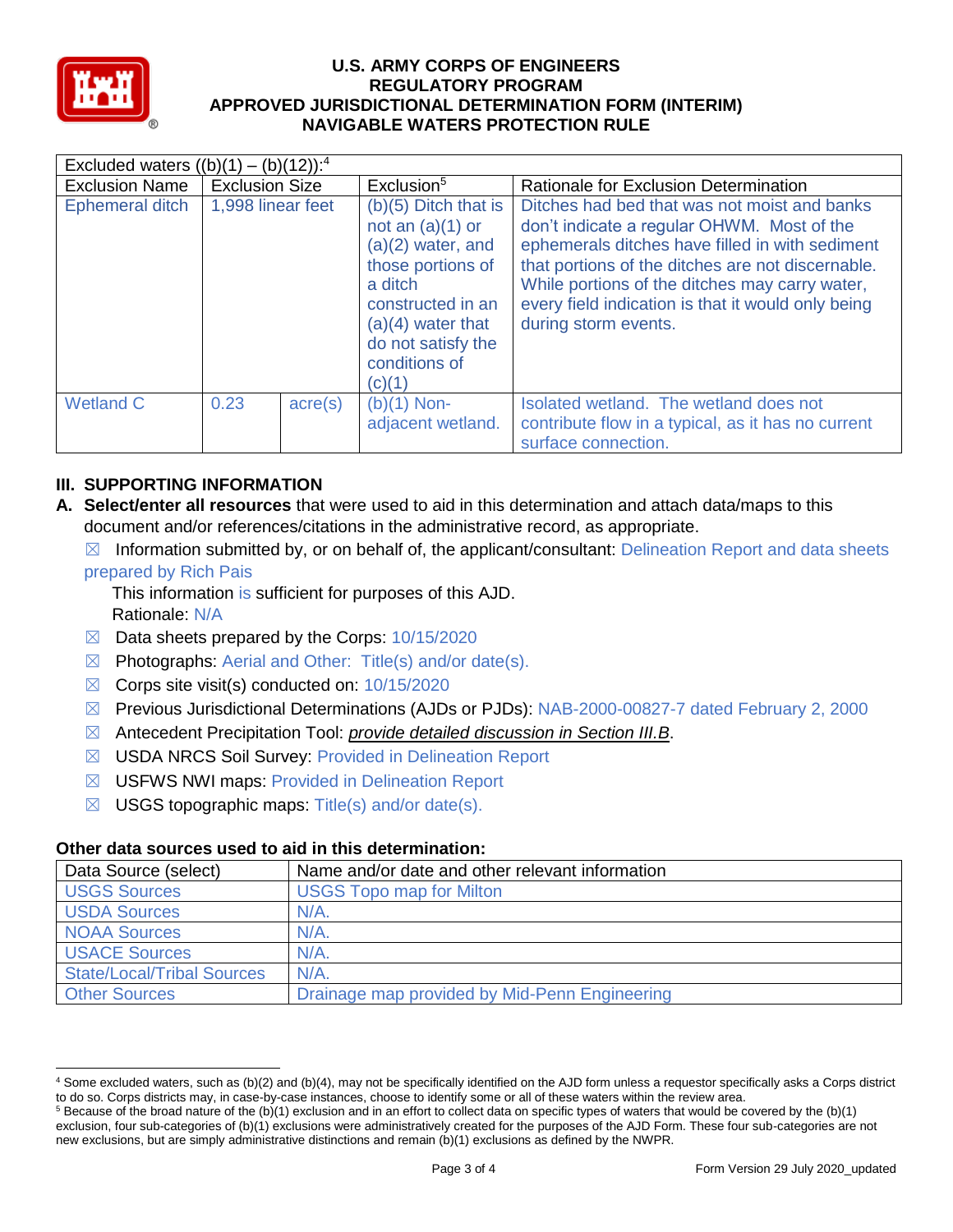| Excluded waters ((b)(1) – (b)(12)):[4] | | | | |
|---|---|---|---|---|
| Exclusion Name | Exclusion Size | | Exclusion[5] | Rationale for Exclusion Determination |
| Ephemeral ditch | 1,998 linear feet | | (b)(5) Ditch that is not an (a)(1) or (a)(2) water, and those portions of a ditch constructed in an (a)(4) water that do not satisfy the conditions of (c)(1) | Ditches had bed that was not moist and banks don't indicate a regular OHWM. Most of the ephemerals ditches have filled in with sediment that portions of the ditches are not discernable. While portions of the ditches may carry water, every field indication is that it would only being during storm events. |
| Wetland C | 0.23 | acre(s) | (b)(1) Non-adjacent wetland. | Isolated wetland. The wetland does not contribute flow in a typical, as it has no current surface connection. |

## III. SUPPORTING INFORMATION

**A. Select/enter all resources** that were used to aid in this determination and attach data/maps to this document and/or references/citations in the administrative record, as appropriate.

☒ Information submitted by, or on behalf of, the applicant/consultant: Delineation Report and data sheets prepared by Rich Pais

This information is sufficient for purposes of this AJD.
Rationale: N/A

☒ Data sheets prepared by the Corps: 10/15/2020

☒ Photographs: Aerial and Other: Title(s) and/or date(s).

☒ Corps site visit(s) conducted on: 10/15/2020

☒ Previous Jurisdictional Determinations (AJDs or PJDs): NAB-2000-00827-7 dated February 2, 2000

☒ Antecedent Precipitation Tool: *provide detailed discussion in Section III.B*.

☒ USDA NRCS Soil Survey: Provided in Delineation Report

☒ USFWS NWI maps: Provided in Delineation Report

☒ USGS topographic maps: Title(s) and/or date(s).

### Other data sources used to aid in this determination:

| Data Source (select) | Name and/or date and other relevant information |
|---|---|
| USGS Sources | USGS Topo map for Milton |
| USDA Sources | N/A. |
| NOAA Sources | N/A. |
| USACE Sources | N/A. |
| State/Local/Tribal Sources | N/A. |
| Other Sources | Drainage map provided by Mid-Penn Engineering |

[4] Some excluded waters, such as (b)(2) and (b)(4), may not be specifically identified on the AJD form unless a requestor specifically asks a Corps district to do so. Corps districts may, in case-by-case instances, choose to identify some or all of these waters within the review area.

[5] Because of the broad nature of the (b)(1) exclusion and in an effort to collect data on specific types of waters that would be covered by the (b)(1) exclusion, four sub-categories of (b)(1) exclusions were administratively created for the purposes of the AJD Form. These four sub-categories are not new exclusions, but are simply administrative distinctions and remain (b)(1) exclusions as defined by the NWPR.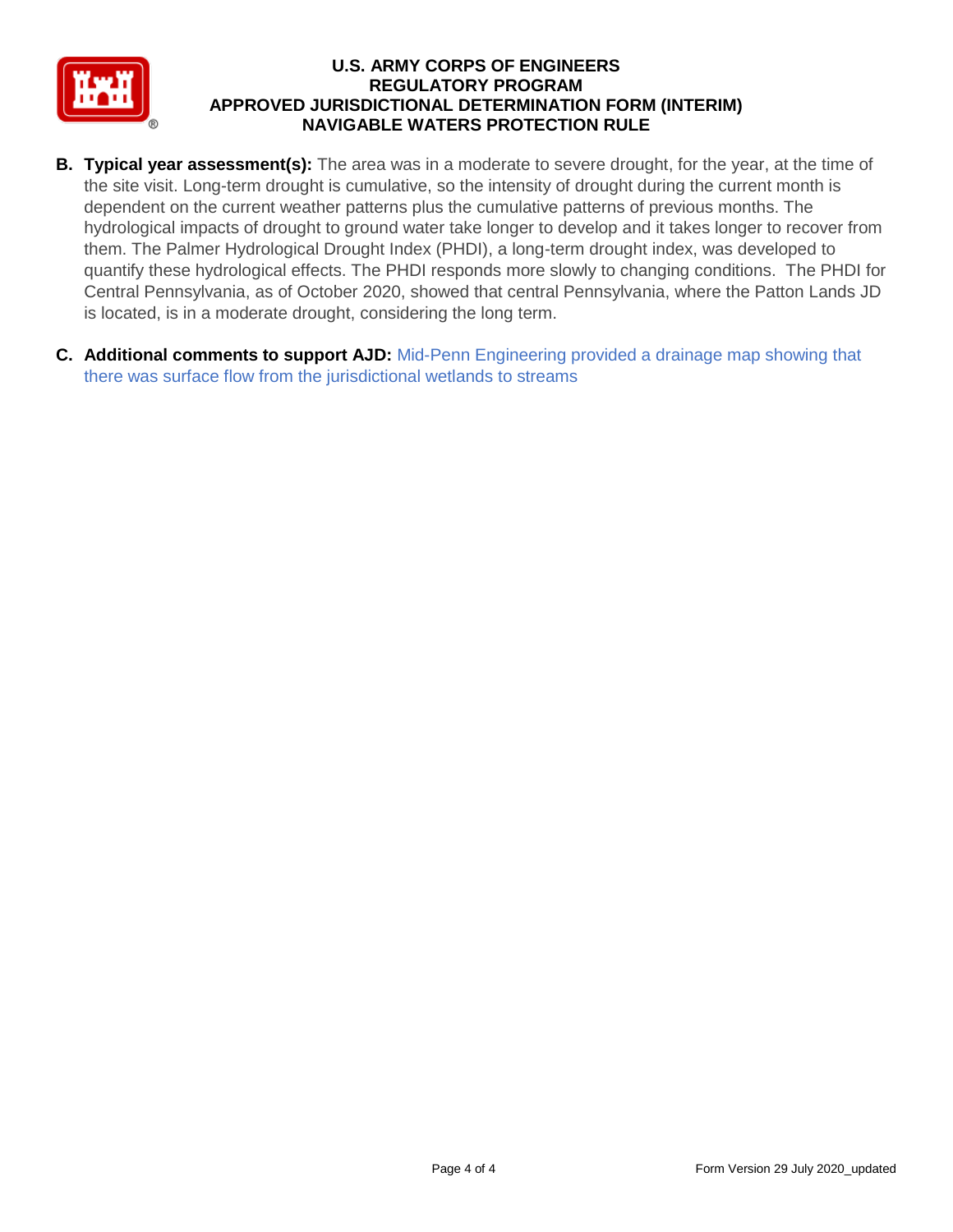**B. Typical year assessment(s):** The area was in a moderate to severe drought, for the year, at the time of the site visit. Long-term drought is cumulative, so the intensity of drought during the current month is dependent on the current weather patterns plus the cumulative patterns of previous months. The hydrological impacts of drought to ground water take longer to develop and it takes longer to recover from them. The Palmer Hydrological Drought Index (PHDI), a long-term drought index, was developed to quantify these hydrological effects. The PHDI responds more slowly to changing conditions. The PHDI for Central Pennsylvania, as of October 2020, showed that central Pennsylvania, where the Patton Lands JD is located, is in a moderate drought, considering the long term.

**C. Additional comments to support AJD:** Mid-Penn Engineering provided a drainage map showing that there was surface flow from the jurisdictional wetlands to streams